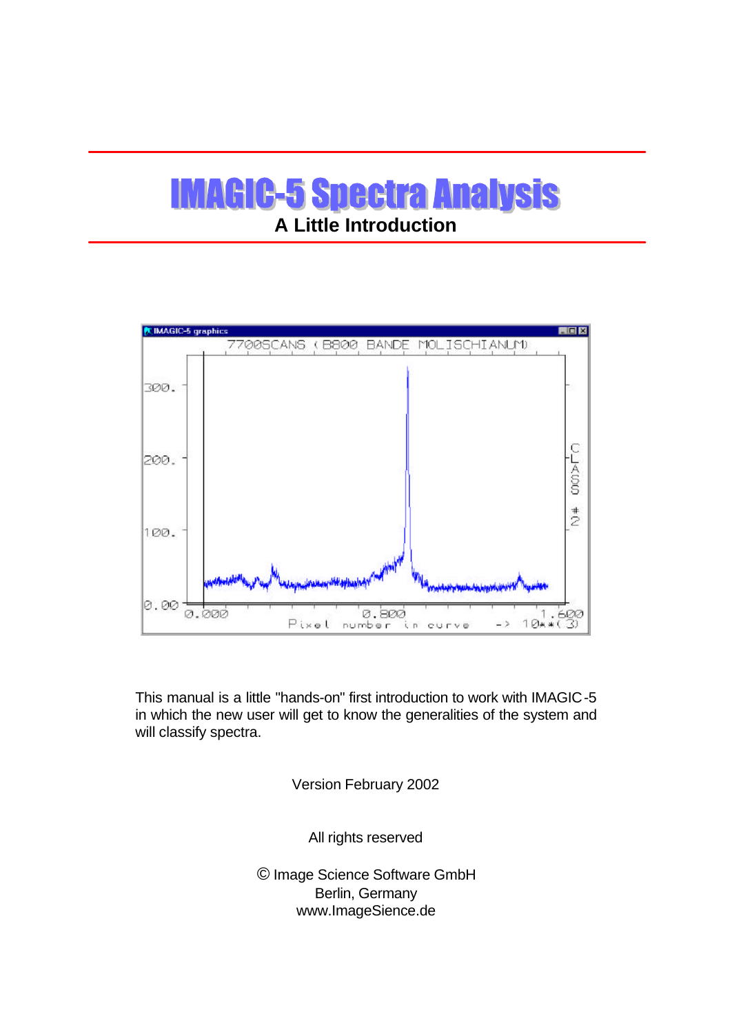# IMAGIC-5 Spectra Analysis

## A Little Introduction

This manual is a little "hands-on" first introduction to work with IMAGIC-5 in which the new user will get to know the generalities of the system and will classify spectra.

Version February 2002

All rights reserved

© Image Science Software GmbH
Berlin, Germany
www.ImageSience.de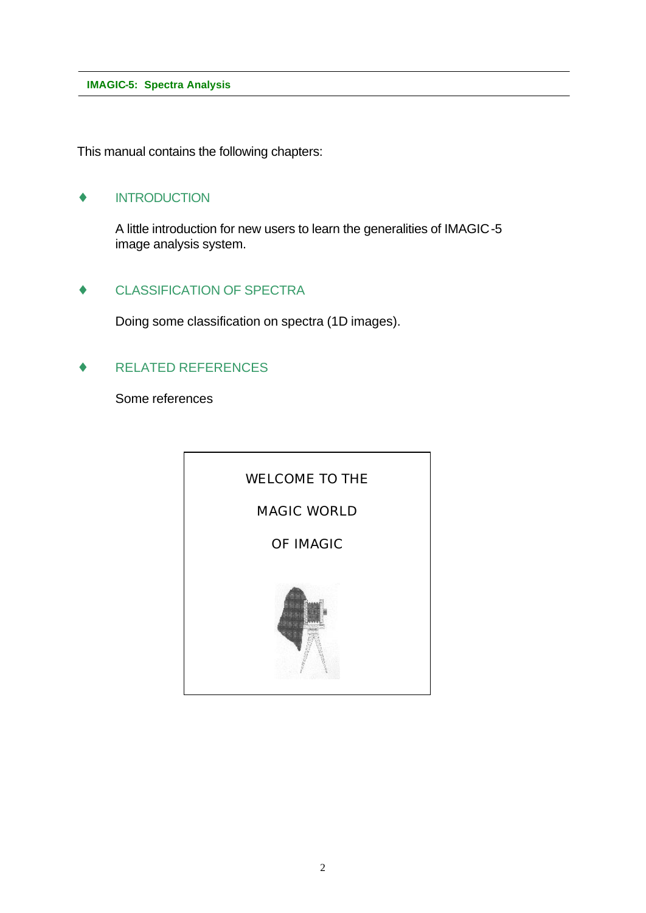This manual contains the following chapters:

- **INTRODUCTION**

  A little introduction for new users to learn the generalities of IMAGIC-5 image analysis system.

- **CLASSIFICATION OF SPECTRA**

  Doing some classification on spectra (1D images).

- **RELATED REFERENCES**

  Some references

WELCOME TO THE

MAGIC WORLD

OF IMAGIC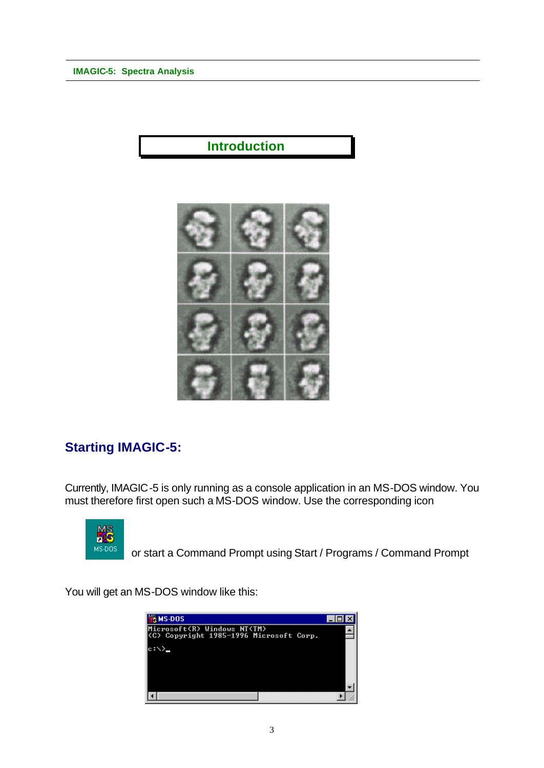# Introduction

## Starting IMAGIC-5:

Currently, IMAGIC-5 is only running as a console application in an MS-DOS window. You must therefore first open such a MS-DOS window. Use the corresponding icon

or start a Command Prompt using Start / Programs / Command Prompt

You will get an MS-DOS window like this: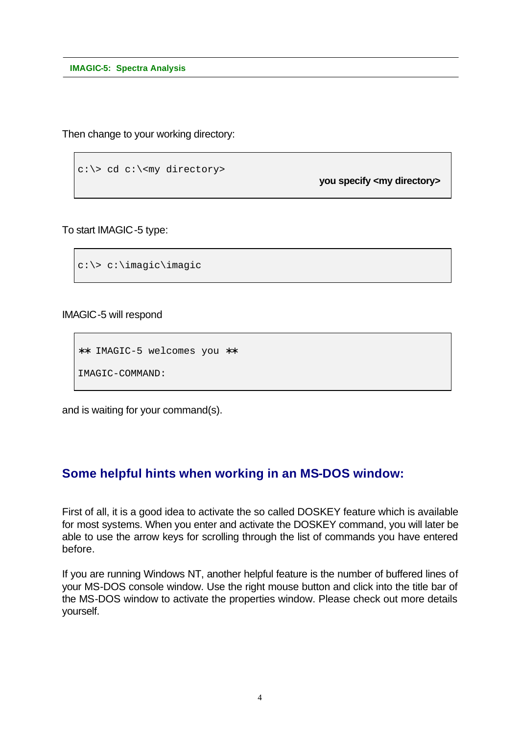Then change to your working directory:

```
c:\> cd c:\<my directory>
```
**you specify <my directory>**

To start IMAGIC-5 type:

```
c:\> c:\imagic\imagic
```

IMAGIC-5 will respond

```
** IMAGIC-5 welcomes you **

IMAGIC-COMMAND:
```

and is waiting for your command(s).

## Some helpful hints when working in an MS-DOS window:

First of all, it is a good idea to activate the so called DOSKEY feature which is available for most systems. When you enter and activate the DOSKEY command, you will later be able to use the arrow keys for scrolling through the list of commands you have entered before.

If you are running Windows NT, another helpful feature is the number of buffered lines of your MS-DOS console window. Use the right mouse button and click into the title bar of the MS-DOS window to activate the properties window. Please check out more details yourself.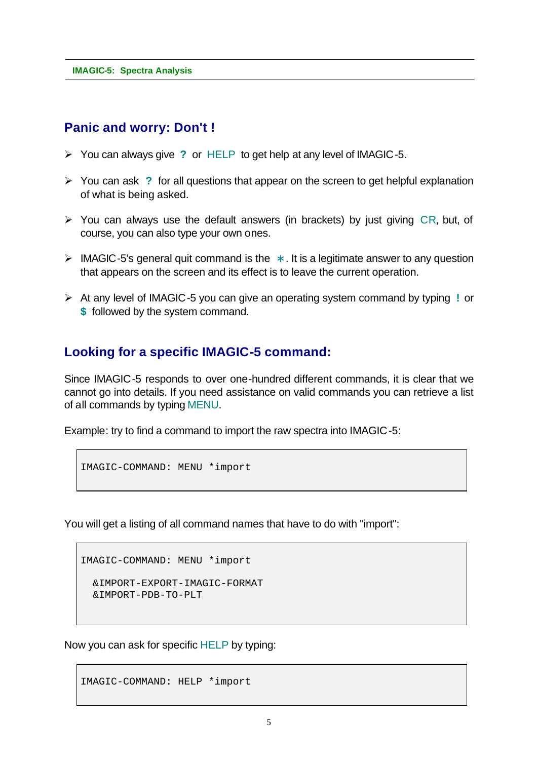## Panic and worry: Don't !

- You can always give **?** or HELP to get help at any level of IMAGIC-5.
- You can ask **?** for all questions that appear on the screen to get helpful explanation of what is being asked.
- You can always use the default answers (in brackets) by just giving CR, but, of course, you can also type your own ones.
- IMAGIC-5's general quit command is the ∗. It is a legitimate answer to any question that appears on the screen and its effect is to leave the current operation.
- At any level of IMAGIC-5 you can give an operating system command by typing **!** or **$** followed by the system command.

## Looking for a specific IMAGIC-5 command:

Since IMAGIC-5 responds to over one-hundred different commands, it is clear that we cannot go into details. If you need assistance on valid commands you can retrieve a list of all commands by typing MENU.

Example: try to find a command to import the raw spectra into IMAGIC-5:

```
IMAGIC-COMMAND: MENU *import
```

You will get a listing of all command names that have to do with "import":

```
IMAGIC-COMMAND: MENU *import

  &IMPORT-EXPORT-IMAGIC-FORMAT
  &IMPORT-PDB-TO-PLT
```

Now you can ask for specific HELP by typing:

```
IMAGIC-COMMAND: HELP *import
```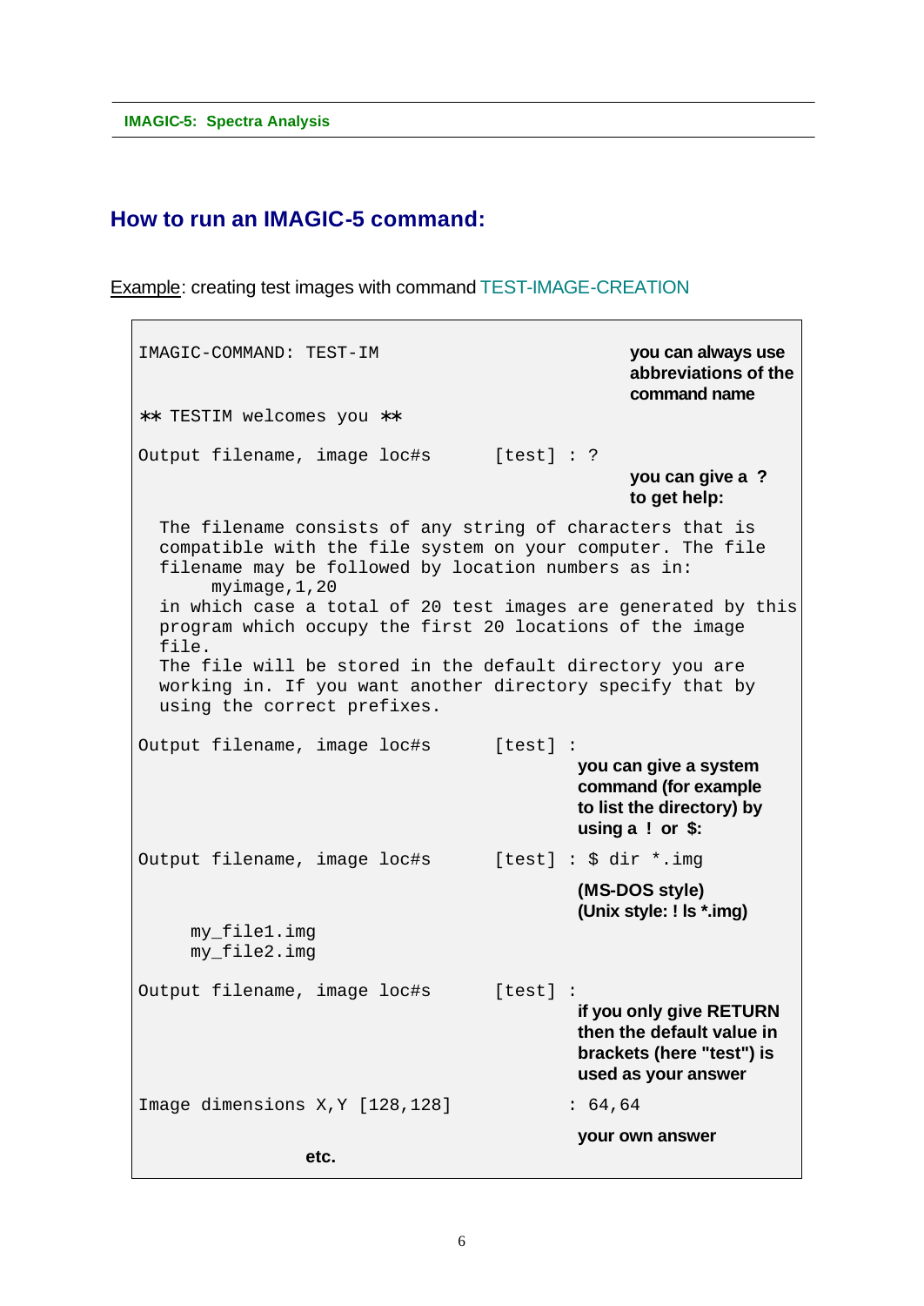## How to run an IMAGIC-5 command:

Example: creating test images with command TEST-IMAGE-CREATION

```
IMAGIC-COMMAND: TEST-IM                               you can always use
                                                      abbreviations of the
                                                      command name

** TESTIM welcomes you **

Output filename, image loc#s      [test] : ?
                                                      you can give a ?
                                                      to get help:

  The filename consists of any string of characters that is
  compatible with the file system on your computer. The file
  filename may be followed by location numbers as in:
       myimage,1,20
  in which case a total of 20 test images are generated by this
  program which occupy the first 20 locations of the image
  file.
  The file will be stored in the default directory you are
  working in. If you want another directory specify that by
  using the correct prefixes.

Output filename, image loc#s      [test] :
                                                 you can give a system
                                                 command (for example
                                                 to list the directory) by
                                                 using a ! or $:

Output filename, image loc#s      [test] : $ dir *.img

                                                 (MS-DOS style)
                                                 (Unix style: ! ls *.img)
     my_file1.img
     my_file2.img

Output filename, image loc#s      [test] :
                                                 if you only give RETURN
                                                 then the default value in
                                                 brackets (here "test") is
                                                 used as your answer

Image dimensions X,Y [128,128]          : 64,64

                                                 your own answer
                etc.
```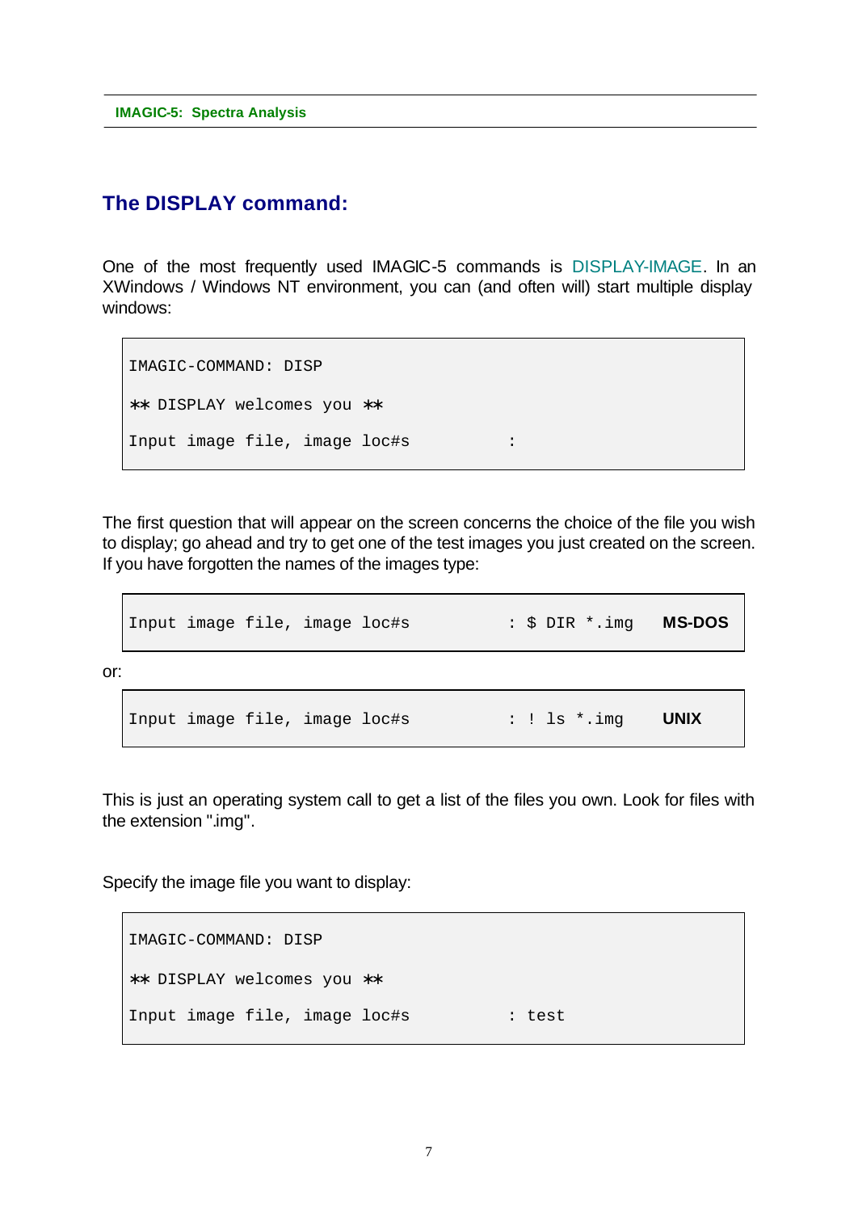## The DISPLAY command:

One of the most frequently used IMAGIC-5 commands is DISPLAY-IMAGE. In an XWindows / Windows NT environment, you can (and often will) start multiple display windows:

```
IMAGIC-COMMAND: DISP

** DISPLAY welcomes you **

Input image file, image loc#s          :
```

The first question that will appear on the screen concerns the choice of the file you wish to display; go ahead and try to get one of the test images you just created on the screen. If you have forgotten the names of the images type:

```
Input image file, image loc#s          : $ DIR *.img     MS-DOS
```

or:

```
Input image file, image loc#s          : ! ls *.img     UNIX
```

This is just an operating system call to get a list of the files you own. Look for files with the extension ".img".

Specify the image file you want to display:

```
IMAGIC-COMMAND: DISP

** DISPLAY welcomes you **

Input image file, image loc#s          : test
```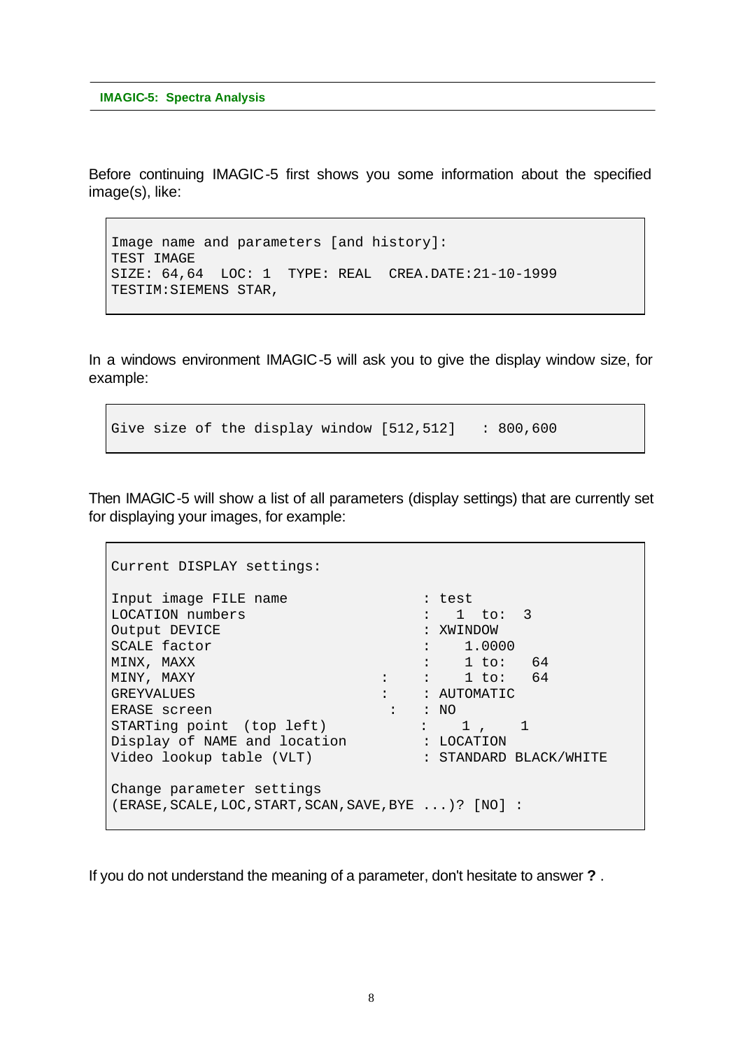Before continuing IMAGIC-5 first shows you some information about the specified image(s), like:

```
Image name and parameters [and history]:
TEST IMAGE
SIZE: 64,64  LOC: 1  TYPE: REAL  CREA.DATE:21-10-1999
TESTIM:SIEMENS STAR,
```

In a windows environment IMAGIC-5 will ask you to give the display window size, for example:

```
Give size of the display window [512,512]   : 800,600
```

Then IMAGIC-5 will show a list of all parameters (display settings) that are currently set for displaying your images, for example:

```
Current DISPLAY settings:

Input image FILE name                   : test
LOCATION numbers                        :   1  to:   3
Output DEVICE                           : XWINDOW
SCALE factor                            :    1.0000
MINX, MAXX                              :    1 to:   64
MINY, MAXY                       :      :    1 to:   64
GREYVALUES                       :      : AUTOMATIC
ERASE screen                      :     : NO
STARTing point  (top left)              :    1 ,     1
Display of NAME and location            : LOCATION
Video lookup table (VLT)                : STANDARD BLACK/WHITE

Change parameter settings
(ERASE,SCALE,LOC,START,SCAN,SAVE,BYE ...)? [NO] :
```

If you do not understand the meaning of a parameter, don't hesitate to answer **?** .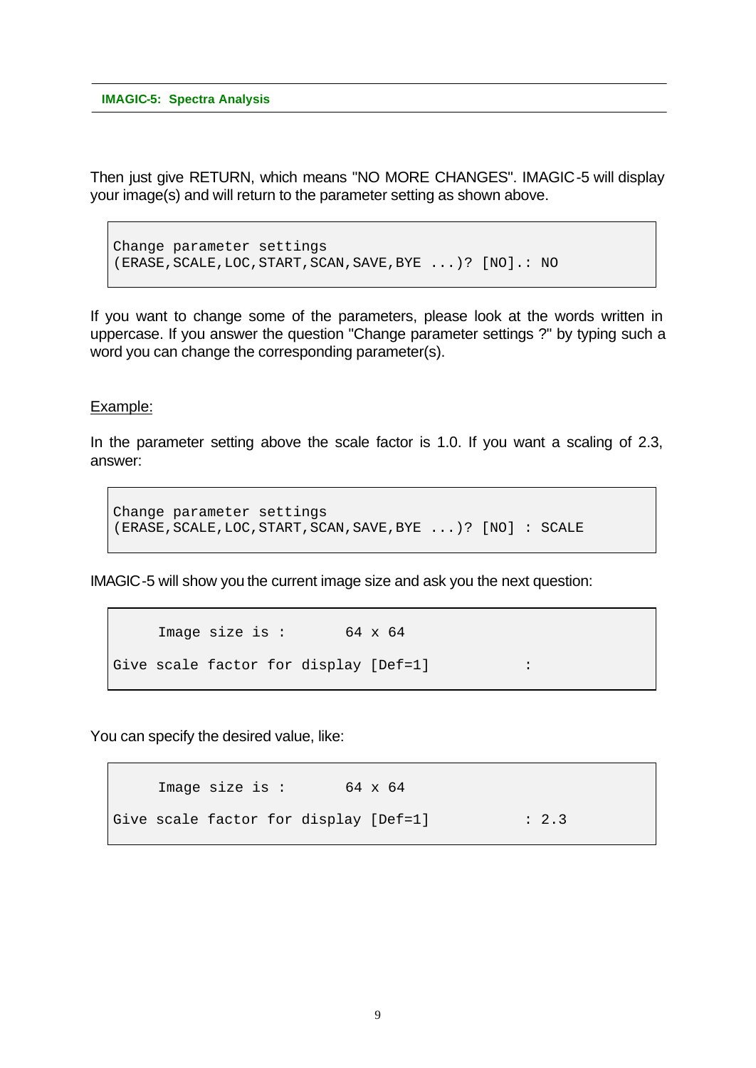Then just give RETURN, which means "NO MORE CHANGES". IMAGIC-5 will display your image(s) and will return to the parameter setting as shown above.

```
Change parameter settings
(ERASE,SCALE,LOC,START,SCAN,SAVE,BYE ...)? [NO].: NO
```

If you want to change some of the parameters, please look at the words written in uppercase. If you answer the question "Change parameter settings ?" by typing such a word you can change the corresponding parameter(s).

<u>Example:</u>

In the parameter setting above the scale factor is 1.0. If you want a scaling of 2.3, answer:

```
Change parameter settings
(ERASE,SCALE,LOC,START,SCAN,SAVE,BYE ...)? [NO] : SCALE
```

IMAGIC-5 will show you the current image size and ask you the next question:

```
     Image size is :       64 x 64

Give scale factor for display [Def=1]           :
```

You can specify the desired value, like:

```
     Image size is :       64 x 64

Give scale factor for display [Def=1]           : 2.3
```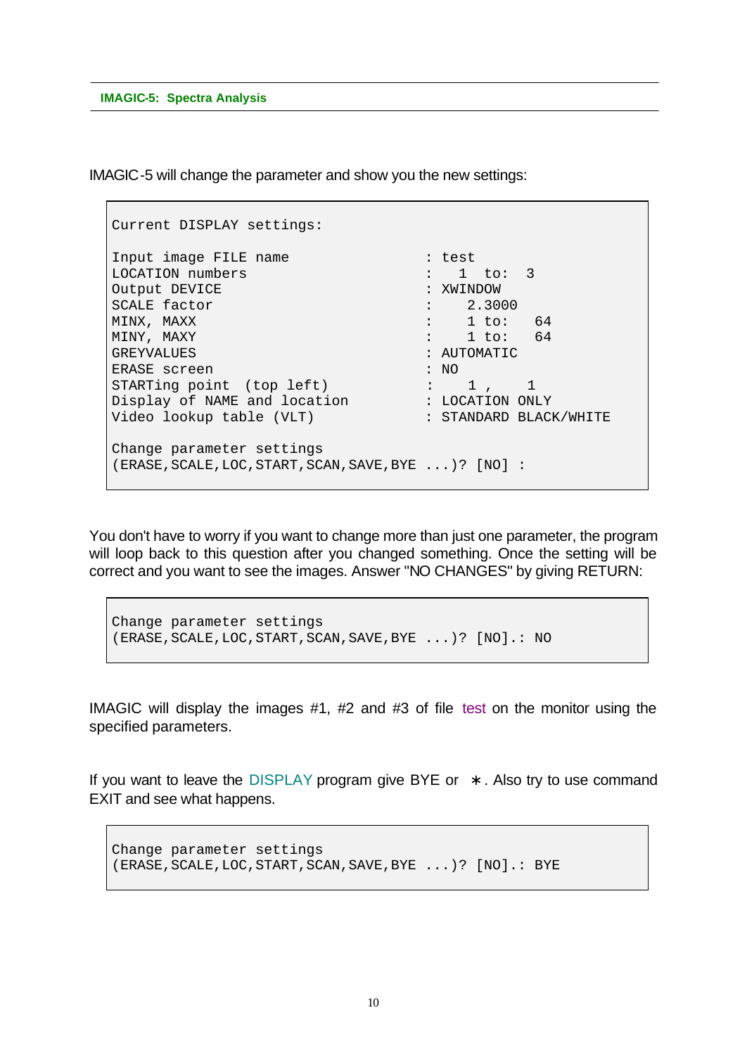IMAGIC-5 will change the parameter and show you the new settings:

```
Current DISPLAY settings:

Input image FILE name               : test
LOCATION numbers                    :   1  to:  3
Output DEVICE                       : XWINDOW
SCALE factor                        :    2.3000
MINX, MAXX                          :    1 to:   64
MINY, MAXY                          :    1 to:   64
GREYVALUES                          : AUTOMATIC
ERASE screen                        : NO
STARTing point  (top left)          :    1 ,    1
Display of NAME and location        : LOCATION ONLY
Video lookup table (VLT)            : STANDARD BLACK/WHITE

Change parameter settings
(ERASE,SCALE,LOC,START,SCAN,SAVE,BYE ...)? [NO] :
```

You don't have to worry if you want to change more than just one parameter, the program will loop back to this question after you changed something. Once the setting will be correct and you want to see the images. Answer "NO CHANGES" by giving RETURN:

```
Change parameter settings
(ERASE,SCALE,LOC,START,SCAN,SAVE,BYE ...)? [NO].: NO
```

IMAGIC will display the images #1, #2 and #3 of file test on the monitor using the specified parameters.

If you want to leave the DISPLAY program give BYE or ∗. Also try to use command EXIT and see what happens.

```
Change parameter settings
(ERASE,SCALE,LOC,START,SCAN,SAVE,BYE ...)? [NO].: BYE
```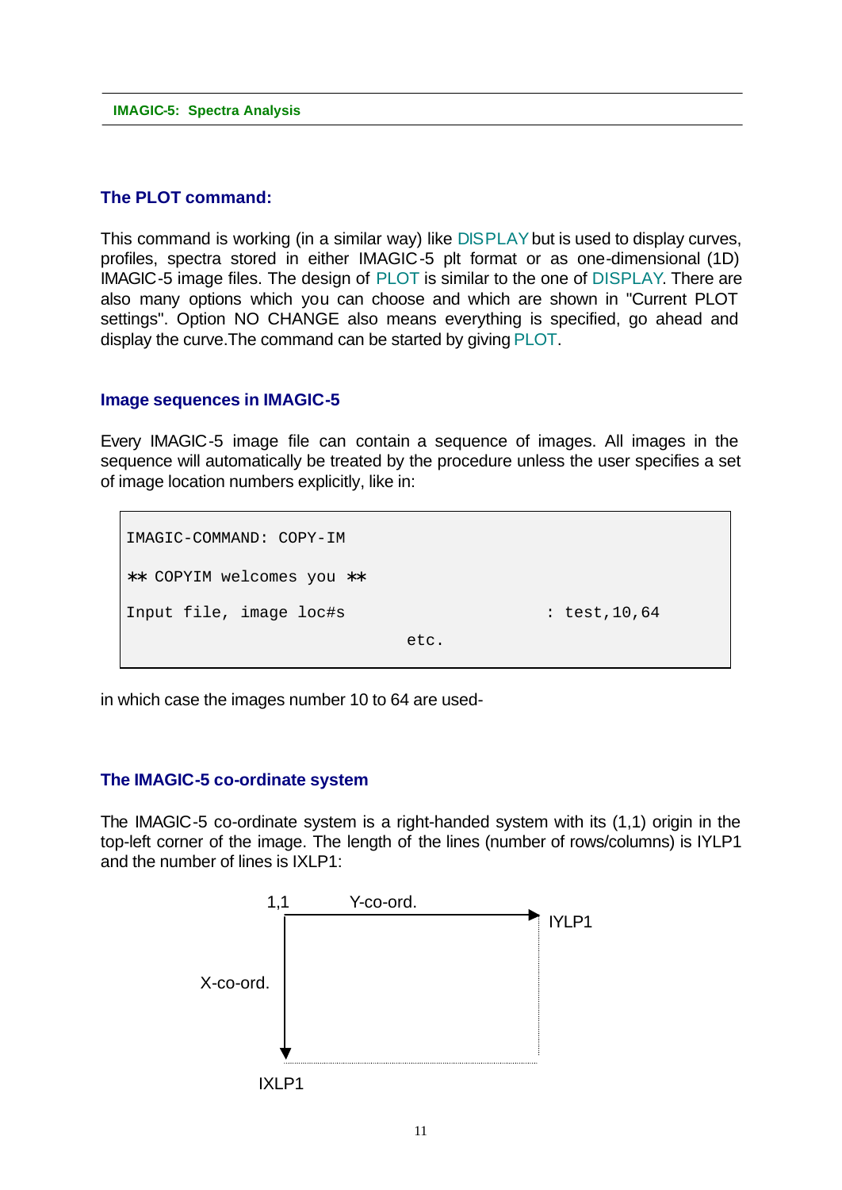## The PLOT command:

This command is working (in a similar way) like DISPLAY but is used to display curves, profiles, spectra stored in either IMAGIC-5 plt format or as one-dimensional (1D) IMAGIC-5 image files. The design of PLOT is similar to the one of DISPLAY. There are also many options which you can choose and which are shown in "Current PLOT settings". Option NO CHANGE also means everything is specified, go ahead and display the curve.The command can be started by giving PLOT.

## Image sequences in IMAGIC-5

Every IMAGIC-5 image file can contain a sequence of images. All images in the sequence will automatically be treated by the procedure unless the user specifies a set of image location numbers explicitly, like in:

```
IMAGIC-COMMAND: COPY-IM

** COPYIM welcomes you **

Input file, image loc#s                        : test,10,64
                                  etc.
```

in which case the images number 10 to 64 are used-

## The IMAGIC-5 co-ordinate system

The IMAGIC-5 co-ordinate system is a right-handed system with its (1,1) origin in the top-left corner of the image. The length of the lines (number of rows/columns) is IYLP1 and the number of lines is IXLP1:

```
1,1        Y-co-ord.
 +------------------------> IYLP1
 |                        :
 |                        :
X-co-ord.                 :
 |                        :
 v........................:
IXLP1
```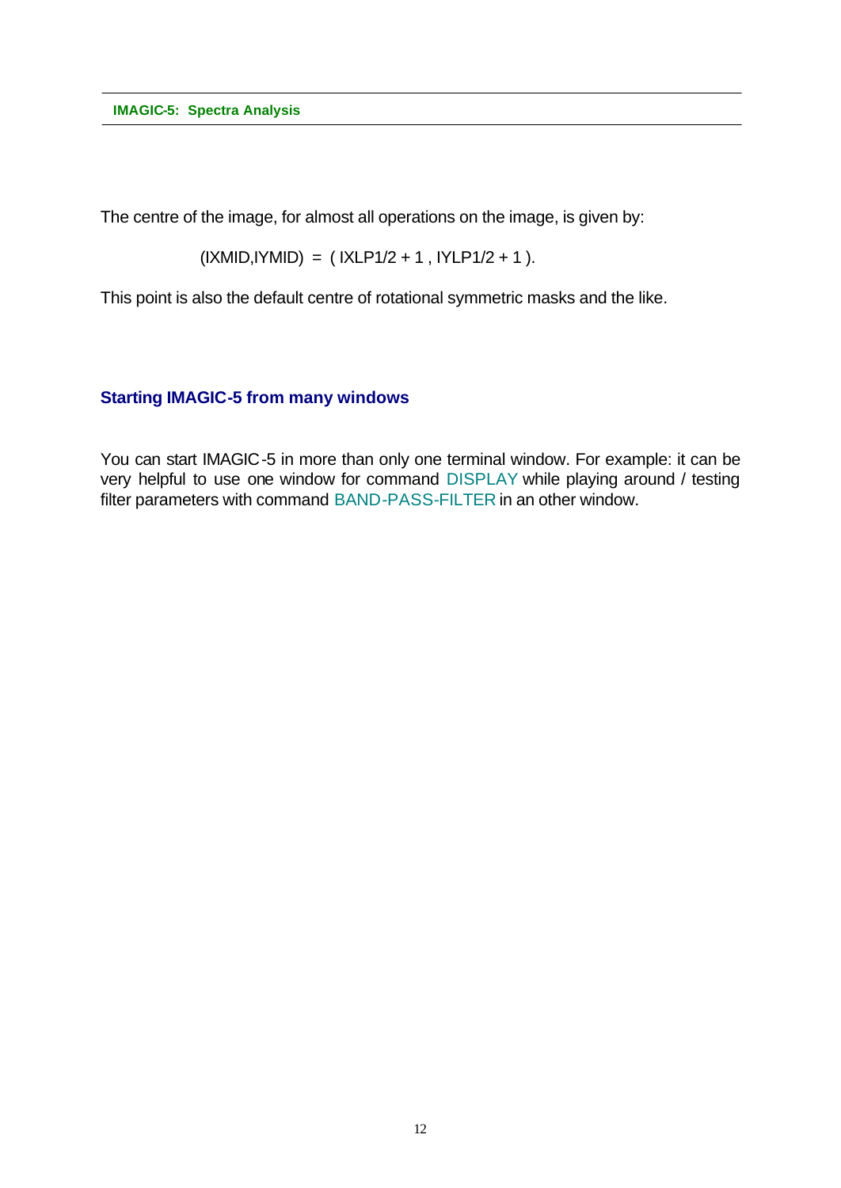The centre of the image, for almost all operations on the image, is given by:

$$(IXMID,IYMID) = ( IXLP1/2 + 1 , IYLP1/2 + 1 ).$$

This point is also the default centre of rotational symmetric masks and the like.

## Starting IMAGIC-5 from many windows

You can start IMAGIC-5 in more than only one terminal window. For example: it can be very helpful to use one window for command DISPLAY while playing around / testing filter parameters with command BAND-PASS-FILTER in an other window.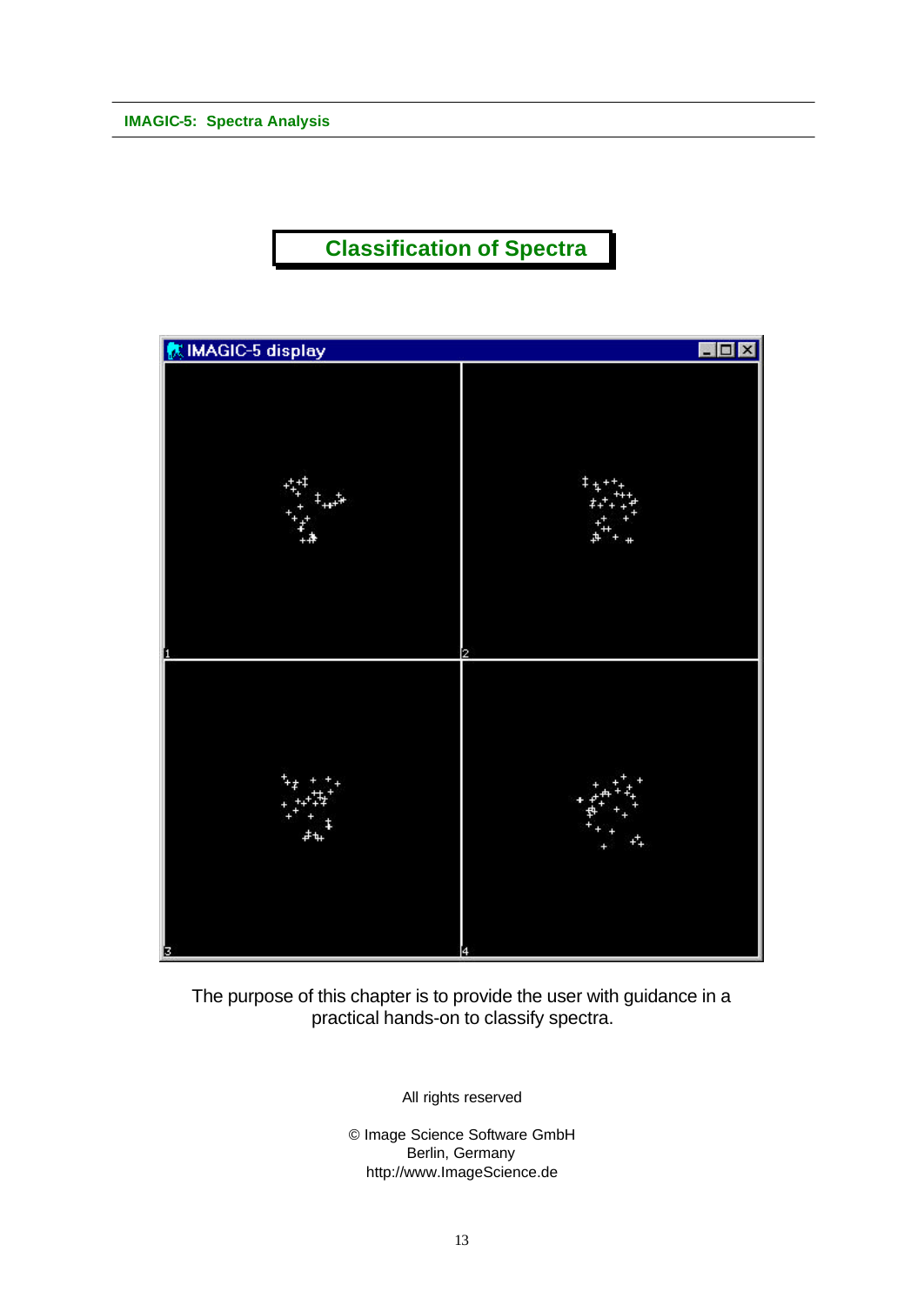# Classification of Spectra

The purpose of this chapter is to provide the user with guidance in a practical hands-on to classify spectra.

All rights reserved

© Image Science Software GmbH
Berlin, Germany
http://www.ImageScience.de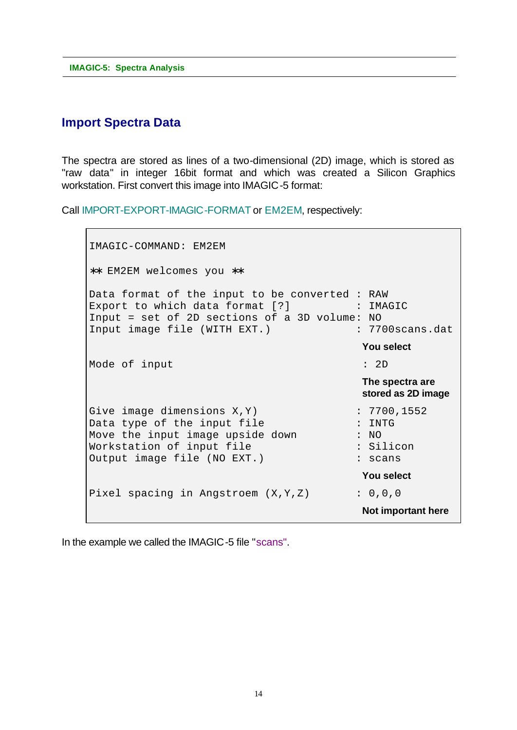# Import Spectra Data

The spectra are stored as lines of a two-dimensional (2D) image, which is stored as "raw data" in integer 16bit format and which was created a Silicon Graphics workstation. First convert this image into IMAGIC-5 format:

Call IMPORT-EXPORT-IMAGIC-FORMAT or EM2EM, respectively:

```
IMAGIC-COMMAND: EM2EM

** EM2EM welcomes you **

Data format of the input to be converted : RAW
Export to which data format [?]          : IMAGIC
Input = set of 2D sections of a 3D volume: NO
Input image file (WITH EXT.)             : 7700scans.dat
                                           You select
Mode of input                            : 2D
                                           The spectra are
                                           stored as 2D image
Give image dimensions X,Y)               : 7700,1552
Data type of the input file              : INTG
Move the input image upside down         : NO
Workstation of input file                : Silicon
Output image file (NO EXT.)              : scans
                                           You select
Pixel spacing in Angstroem (X,Y,Z)       : 0,0,0
                                           Not important here
```

In the example we called the IMAGIC-5 file "scans".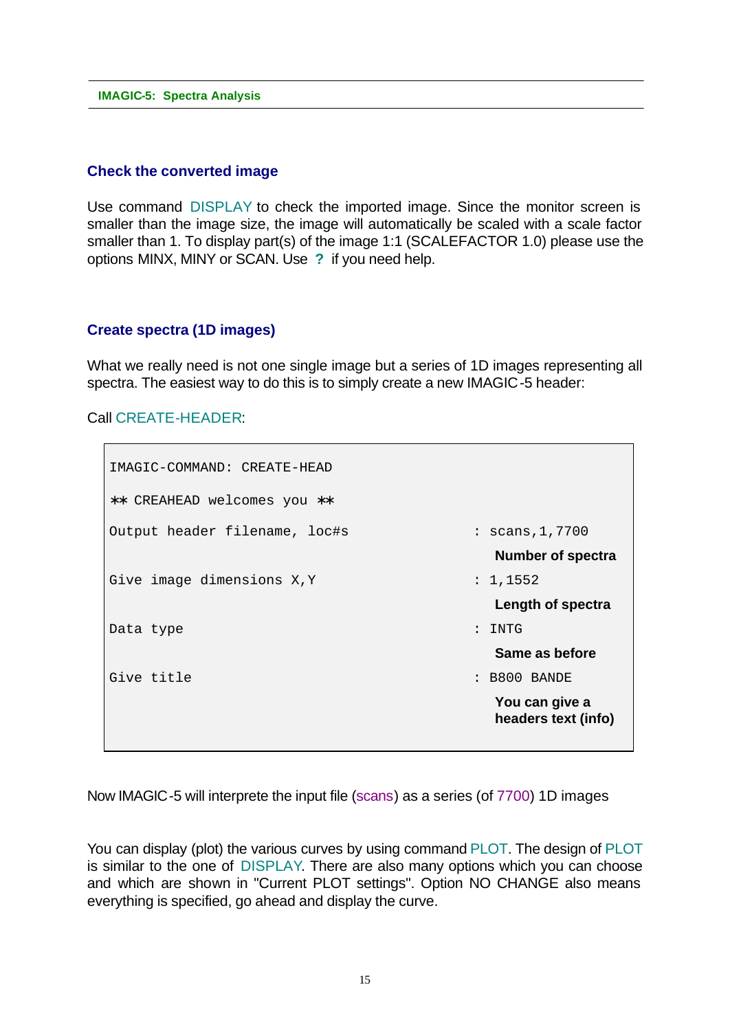## Check the converted image

Use command DISPLAY to check the imported image. Since the monitor screen is smaller than the image size, the image will automatically be scaled with a scale factor smaller than 1. To display part(s) of the image 1:1 (SCALEFACTOR 1.0) please use the options MINX, MINY or SCAN. Use **?** if you need help.

## Create spectra (1D images)

What we really need is not one single image but a series of 1D images representing all spectra. The easiest way to do this is to simply create a new IMAGIC-5 header:

Call CREATE-HEADER:

```
IMAGIC-COMMAND: CREATE-HEAD

** CREAHEAD welcomes you **

Output header filename, loc#s          : scans,1,7700
                                          Number of spectra
Give image dimensions X,Y              : 1,1552
                                          Length of spectra
Data type                              : INTG
                                          Same as before
Give title                             : B800 BANDE
                                          You can give a
                                          headers text (info)
```

Now IMAGIC-5 will interprete the input file (scans) as a series (of 7700) 1D images

You can display (plot) the various curves by using command PLOT. The design of PLOT is similar to the one of DISPLAY. There are also many options which you can choose and which are shown in "Current PLOT settings". Option NO CHANGE also means everything is specified, go ahead and display the curve.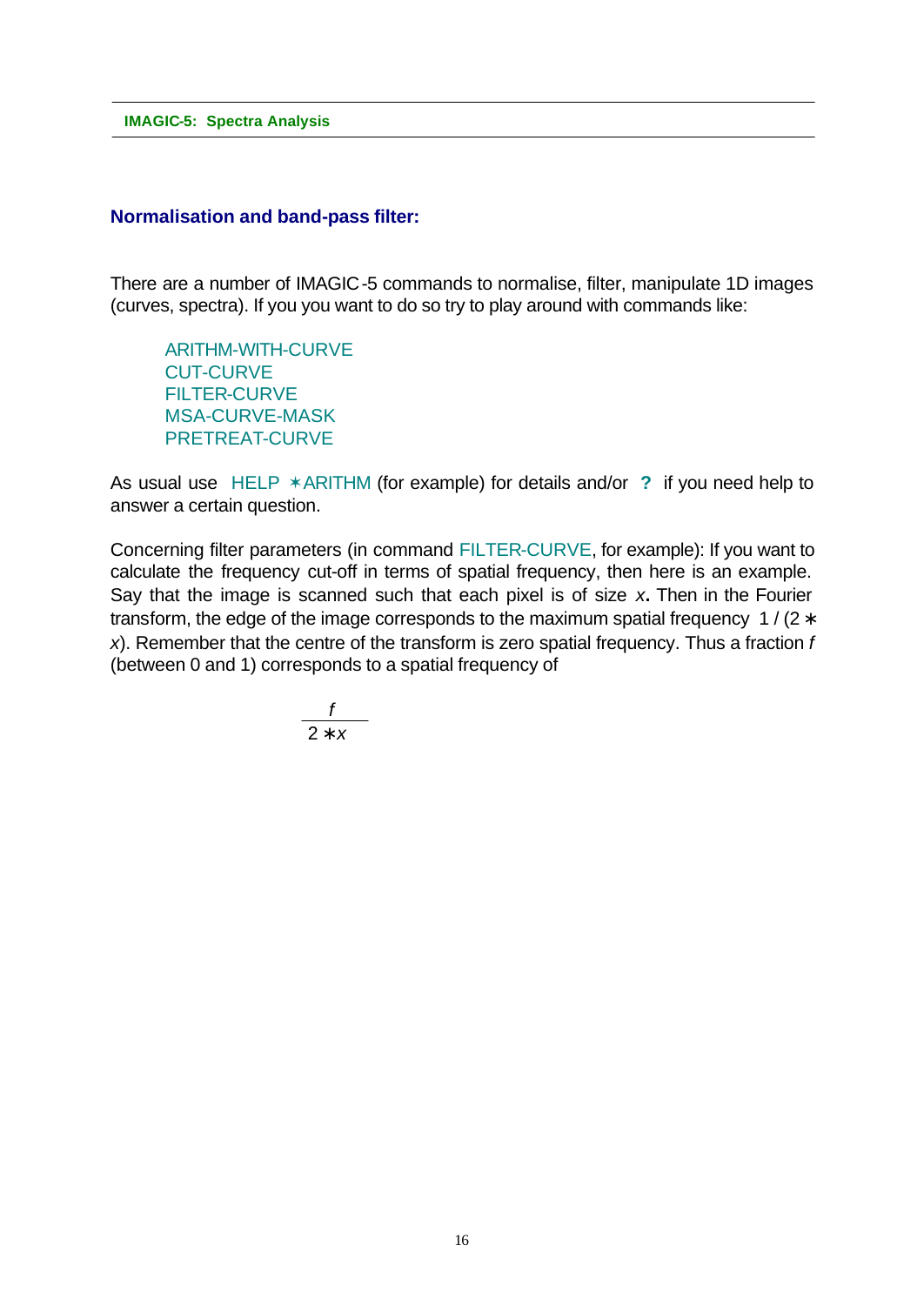## Normalisation and band-pass filter:

There are a number of IMAGIC-5 commands to normalise, filter, manipulate 1D images (curves, spectra). If you you want to do so try to play around with commands like:

ARITHM-WITH-CURVE
CUT-CURVE
FILTER-CURVE
MSA-CURVE-MASK
PRETREAT-CURVE

As usual use HELP *ARITHM (for example) for details and/or **?** if you need help to answer a certain question.

Concerning filter parameters (in command FILTER-CURVE, for example): If you want to calculate the frequency cut-off in terms of spatial frequency, then here is an example. Say that the image is scanned such that each pixel is of size $x$**.** Then in the Fourier transform, the edge of the image corresponds to the maximum spatial frequency $1 / (2 * x)$. Remember that the centre of the transform is zero spatial frequency. Thus a fraction $f$ (between 0 and 1) corresponds to a spatial frequency of

$$\frac{f}{2 * x}$$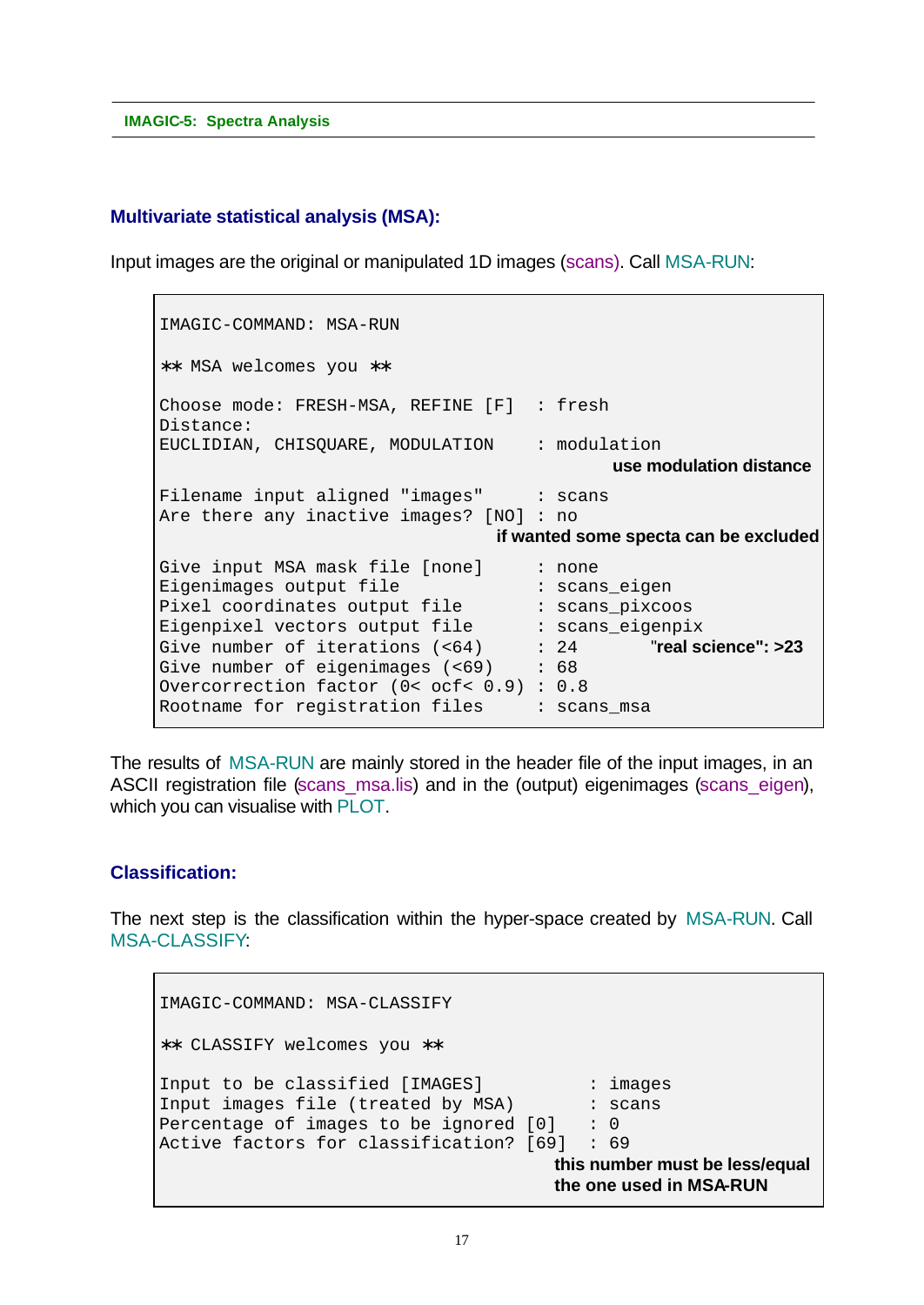## Multivariate statistical analysis (MSA):

Input images are the original or manipulated 1D images (scans). Call MSA-RUN:

```
IMAGIC-COMMAND: MSA-RUN

** MSA welcomes you **

Choose mode: FRESH-MSA, REFINE [F]  : fresh
Distance:
EUCLIDIAN, CHISQUARE, MODULATION    : modulation
                                       use modulation distance

Filename input aligned "images"     : scans
Are there any inactive images? [NO] : no
                                  if wanted some specta can be excluded

Give input MSA mask file [none]     : none
Eigenimages output file             : scans_eigen
Pixel coordinates output file       : scans_pixcoos
Eigenpixel vectors output file      : scans_eigenpix
Give number of iterations (<64)     : 24      "real science": >23
Give number of eigenimages (<69)    : 68
Overcorrection factor (0< ocf< 0.9) : 0.8
Rootname for registration files     : scans_msa
```

The results of MSA-RUN are mainly stored in the header file of the input images, in an ASCII registration file (scans_msa.lis) and in the (output) eigenimages (scans_eigen), which you can visualise with PLOT.

## Classification:

The next step is the classification within the hyper-space created by MSA-RUN. Call MSA-CLASSIFY:

```
IMAGIC-COMMAND: MSA-CLASSIFY

** CLASSIFY welcomes you **

Input to be classified [IMAGES]         : images
Input images file (treated by MSA)      : scans
Percentage of images to be ignored [0]  : 0
Active factors for classification? [69] : 69
                                   this number must be less/equal
                                   the one used in MSA-RUN
```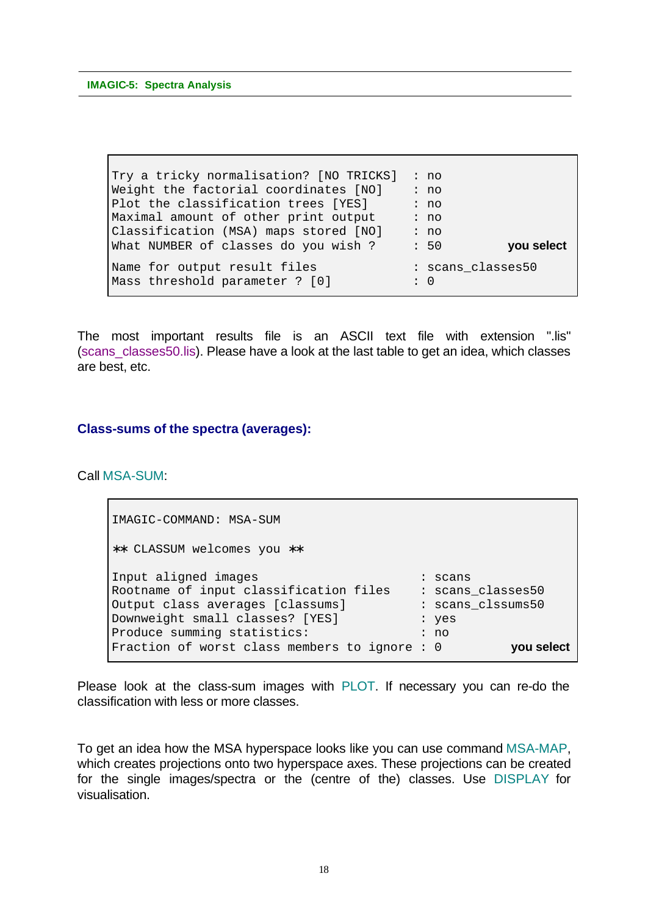```
Try a tricky normalisation? [NO TRICKS]  : no
Weight the factorial coordinates [NO]    : no
Plot the classification trees [YES]      : no
Maximal amount of other print output     : no
Classification (MSA) maps stored [NO]    : no
What NUMBER of classes do you wish ?     : 50            you select
Name for output result files             : scans_classes50
Mass threshold parameter ? [0]           : 0
```

The most important results file is an ASCII text file with extension ".lis" (scans_classes50.lis). Please have a look at the last table to get an idea, which classes are best, etc.

## Class-sums of the spectra (averages):

Call MSA-SUM:

```
IMAGIC-COMMAND: MSA-SUM

** CLASSUM welcomes you **

Input aligned images                        : scans
Rootname of input classification files      : scans_classes50
Output class averages [classums]            : scans_clssums50
Downweight small classes? [YES]             : yes
Produce summing statistics:                 : no
Fraction of worst class members to ignore : 0            you select
```

Please look at the class-sum images with PLOT. If necessary you can re-do the classification with less or more classes.

To get an idea how the MSA hyperspace looks like you can use command MSA-MAP, which creates projections onto two hyperspace axes. These projections can be created for the single images/spectra or the (centre of the) classes. Use DISPLAY for visualisation.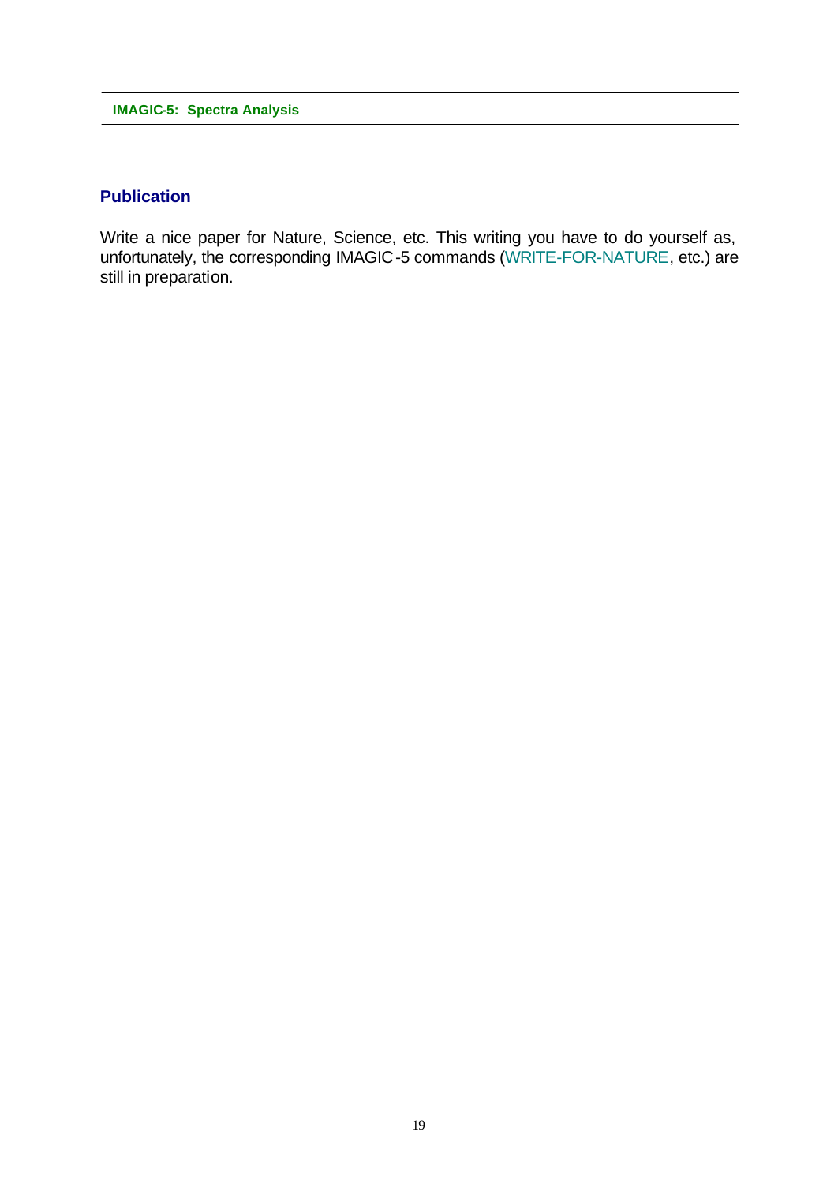## Publication

Write a nice paper for Nature, Science, etc. This writing you have to do yourself as, unfortunately, the corresponding IMAGIC-5 commands (WRITE-FOR-NATURE, etc.) are still in preparation.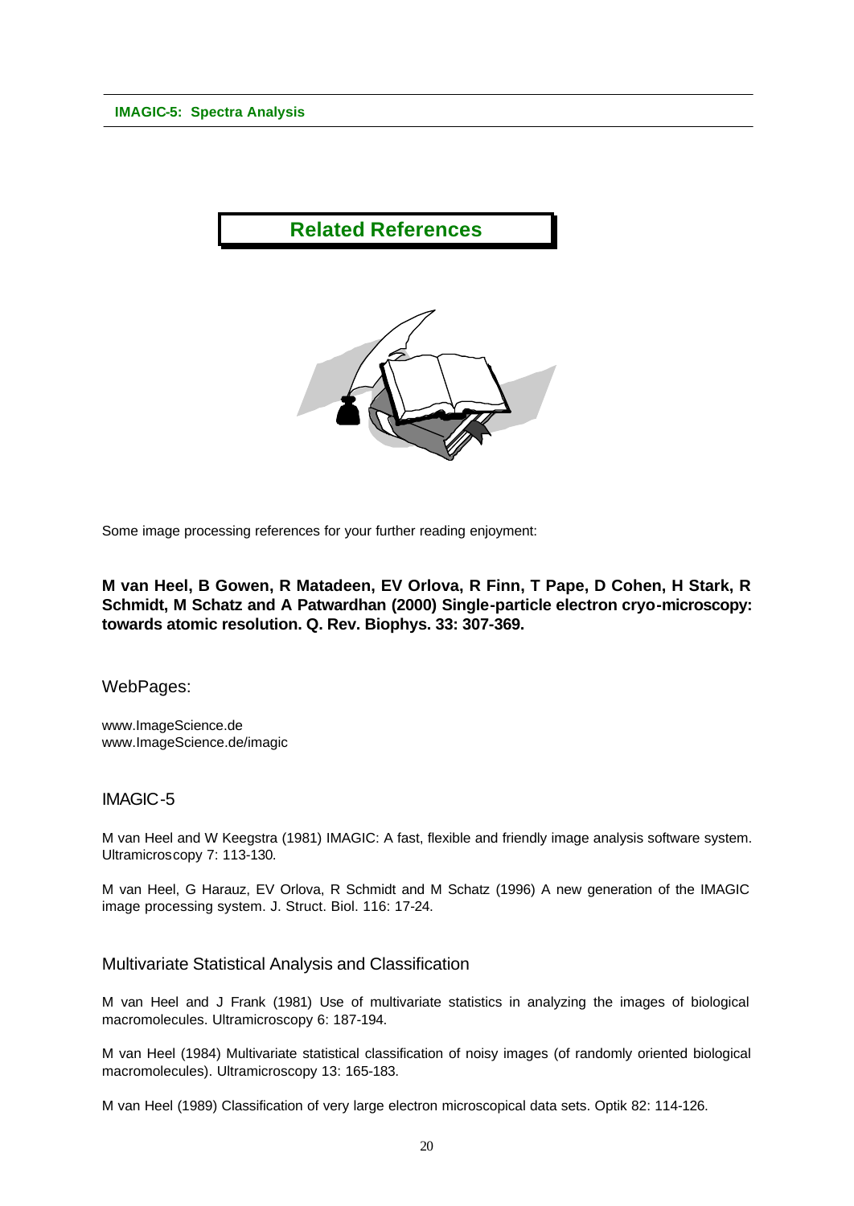# Related References

Some image processing references for your further reading enjoyment:

**M van Heel, B Gowen, R Matadeen, EV Orlova, R Finn, T Pape, D Cohen, H Stark, R Schmidt, M Schatz and A Patwardhan (2000) Single-particle electron cryo-microscopy: towards atomic resolution. Q. Rev. Biophys. 33: 307-369.**

## WebPages:

www.ImageScience.de
www.ImageScience.de/imagic

## IMAGIC-5

M van Heel and W Keegstra (1981) IMAGIC: A fast, flexible and friendly image analysis software system. Ultramicroscopy 7: 113-130.

M van Heel, G Harauz, EV Orlova, R Schmidt and M Schatz (1996) A new generation of the IMAGIC image processing system. J. Struct. Biol. 116: 17-24.

## Multivariate Statistical Analysis and Classification

M van Heel and J Frank (1981) Use of multivariate statistics in analyzing the images of biological macromolecules. Ultramicroscopy 6: 187-194.

M van Heel (1984) Multivariate statistical classification of noisy images (of randomly oriented biological macromolecules). Ultramicroscopy 13: 165-183.

M van Heel (1989) Classification of very large electron microscopical data sets. Optik 82: 114-126.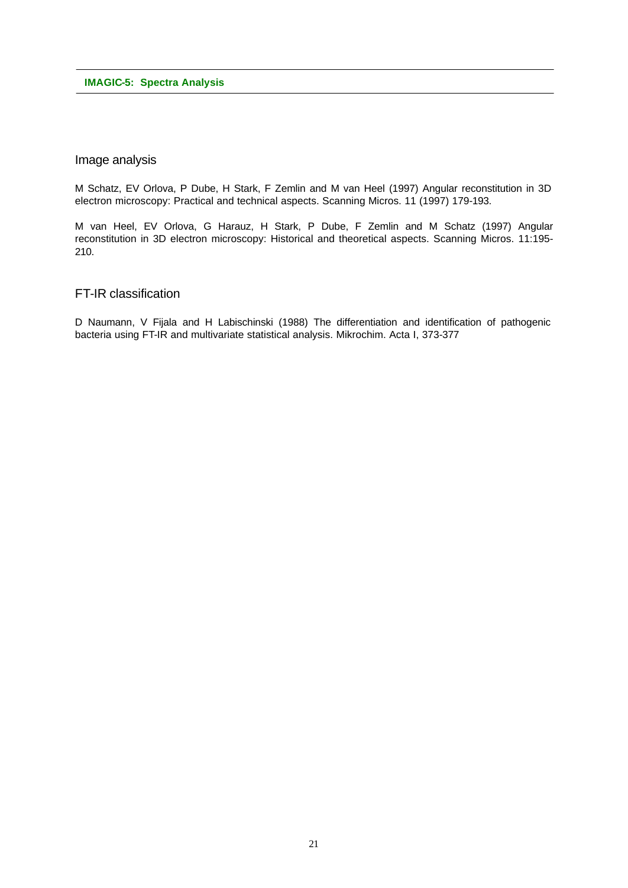## Image analysis

M Schatz, EV Orlova, P Dube, H Stark, F Zemlin and M van Heel (1997) Angular reconstitution in 3D electron microscopy: Practical and technical aspects. Scanning Micros. 11 (1997) 179-193.

M van Heel, EV Orlova, G Harauz, H Stark, P Dube, F Zemlin and M Schatz (1997) Angular reconstitution in 3D electron microscopy: Historical and theoretical aspects. Scanning Micros. 11:195-210.

## FT-IR classification

D Naumann, V Fijala and H Labischinski (1988) The differentiation and identification of pathogenic bacteria using FT-IR and multivariate statistical analysis. Mikrochim. Acta I, 373-377